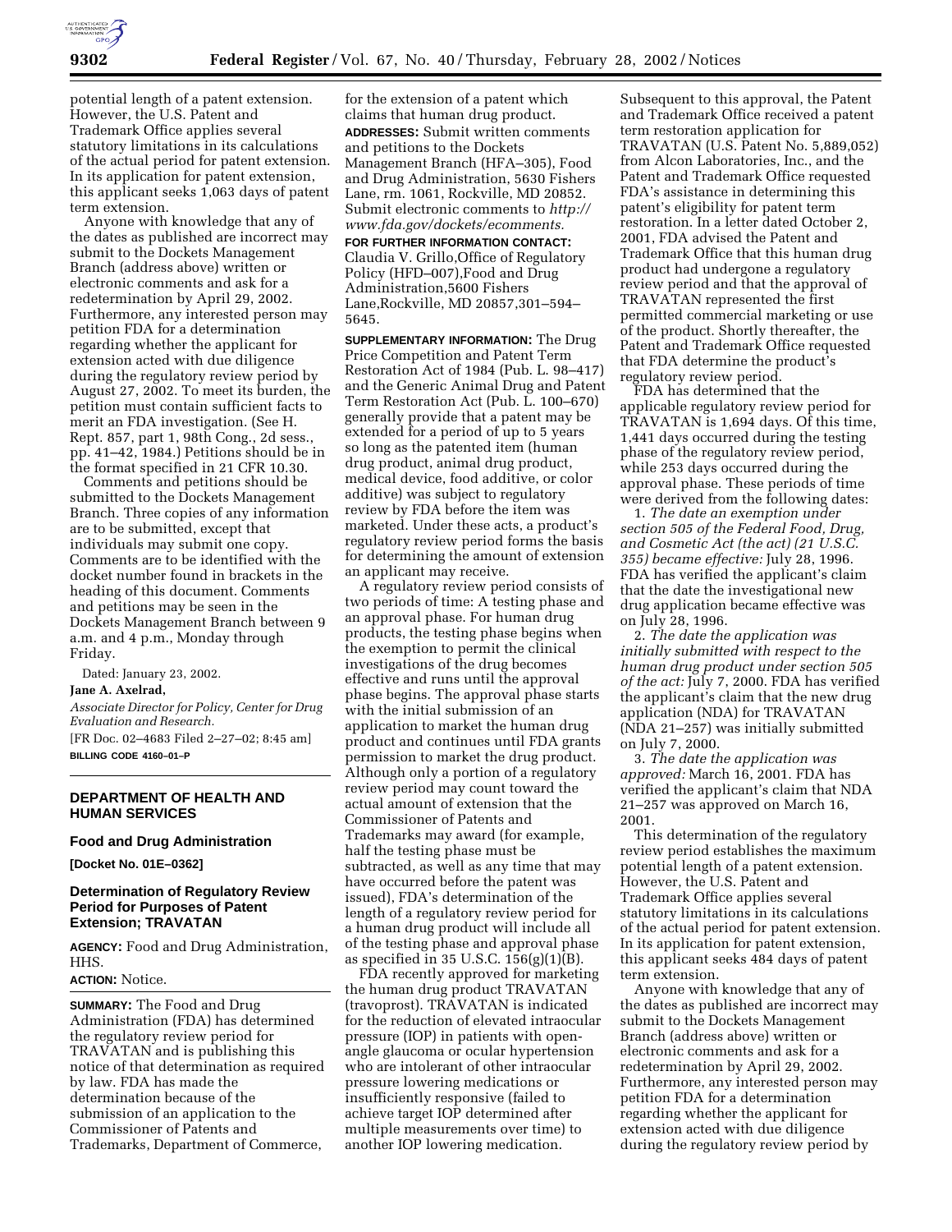potential length of a patent extension. However, the U.S. Patent and Trademark Office applies several statutory limitations in its calculations of the actual period for patent extension. In its application for patent extension, this applicant seeks 1,063 days of patent term extension.

Anyone with knowledge that any of the dates as published are incorrect may submit to the Dockets Management Branch (address above) written or electronic comments and ask for a redetermination by April 29, 2002. Furthermore, any interested person may petition FDA for a determination regarding whether the applicant for extension acted with due diligence during the regulatory review period by August 27, 2002. To meet its burden, the petition must contain sufficient facts to merit an FDA investigation. (See H. Rept. 857, part 1, 98th Cong., 2d sess., pp. 41–42, 1984.) Petitions should be in the format specified in 21 CFR 10.30.

Comments and petitions should be submitted to the Dockets Management Branch. Three copies of any information are to be submitted, except that individuals may submit one copy. Comments are to be identified with the docket number found in brackets in the heading of this document. Comments and petitions may be seen in the Dockets Management Branch between 9 a.m. and 4 p.m., Monday through Friday.

Dated: January 23, 2002.

**Jane A. Axelrad,**

*Associate Director for Policy, Center for Drug Evaluation and Research.*

[FR Doc. 02–4683 Filed 2–27–02; 8:45 am]

**BILLING CODE 4160–01–P**

---

## DEPARTMENT OF HEALTH AND HUMAN SERVICES

### Food and Drug Administration

**[Docket No. 01E–0362]**

### Determination of Regulatory Review Period for Purposes of Patent Extension; TRAVATAN

**AGENCY:** Food and Drug Administration, HHS.

**ACTION:** Notice.

**SUMMARY:** The Food and Drug Administration (FDA) has determined the regulatory review period for TRAVATAN and is publishing this notice of that determination as required by law. FDA has made the determination because of the submission of an application to the Commissioner of Patents and Trademarks, Department of Commerce, for the extension of a patent which claims that human drug product.

**ADDRESSES:** Submit written comments and petitions to the Dockets Management Branch (HFA–305), Food and Drug Administration, 5630 Fishers Lane, rm. 1061, Rockville, MD 20852. Submit electronic comments to *http://www.fda.gov/dockets/ecomments.*

**FOR FURTHER INFORMATION CONTACT:** Claudia V. Grillo,Office of Regulatory Policy (HFD–007),Food and Drug Administration,5600 Fishers Lane,Rockville, MD 20857,301–594–5645.

**SUPPLEMENTARY INFORMATION:** The Drug Price Competition and Patent Term Restoration Act of 1984 (Pub. L. 98–417) and the Generic Animal Drug and Patent Term Restoration Act (Pub. L. 100–670) generally provide that a patent may be extended for a period of up to 5 years so long as the patented item (human drug product, animal drug product, medical device, food additive, or color additive) was subject to regulatory review by FDA before the item was marketed. Under these acts, a product's regulatory review period forms the basis for determining the amount of extension an applicant may receive.

A regulatory review period consists of two periods of time: A testing phase and an approval phase. For human drug products, the testing phase begins when the exemption to permit the clinical investigations of the drug becomes effective and runs until the approval phase begins. The approval phase starts with the initial submission of an application to market the human drug product and continues until FDA grants permission to market the drug product. Although only a portion of a regulatory review period may count toward the actual amount of extension that the Commissioner of Patents and Trademarks may award (for example, half the testing phase must be subtracted, as well as any time that may have occurred before the patent was issued), FDA's determination of the length of a regulatory review period for a human drug product will include all of the testing phase and approval phase as specified in 35 U.S.C. 156(g)(1)(B).

FDA recently approved for marketing the human drug product TRAVATAN (travoprost). TRAVATAN is indicated for the reduction of elevated intraocular pressure (IOP) in patients with open-angle glaucoma or ocular hypertension who are intolerant of other intraocular pressure lowering medications or insufficiently responsive (failed to achieve target IOP determined after multiple measurements over time) to another IOP lowering medication. Subsequent to this approval, the Patent and Trademark Office received a patent term restoration application for TRAVATAN (U.S. Patent No. 5,889,052) from Alcon Laboratories, Inc., and the Patent and Trademark Office requested FDA's assistance in determining this patent's eligibility for patent term restoration. In a letter dated October 2, 2001, FDA advised the Patent and Trademark Office that this human drug product had undergone a regulatory review period and that the approval of TRAVATAN represented the first permitted commercial marketing or use of the product. Shortly thereafter, the Patent and Trademark Office requested that FDA determine the product's regulatory review period.

FDA has determined that the applicable regulatory review period for TRAVATAN is 1,694 days. Of this time, 1,441 days occurred during the testing phase of the regulatory review period, while 253 days occurred during the approval phase. These periods of time were derived from the following dates:

1. *The date an exemption under section 505 of the Federal Food, Drug, and Cosmetic Act (the act) (21 U.S.C. 355) became effective:* July 28, 1996. FDA has verified the applicant's claim that the date the investigational new drug application became effective was on July 28, 1996.

2. *The date the application was initially submitted with respect to the human drug product under section 505 of the act:* July 7, 2000. FDA has verified the applicant's claim that the new drug application (NDA) for TRAVATAN (NDA 21–257) was initially submitted on July 7, 2000.

3. *The date the application was approved:* March 16, 2001. FDA has verified the applicant's claim that NDA 21–257 was approved on March 16, 2001.

This determination of the regulatory review period establishes the maximum potential length of a patent extension. However, the U.S. Patent and Trademark Office applies several statutory limitations in its calculations of the actual period for patent extension. In its application for patent extension, this applicant seeks 484 days of patent term extension.

Anyone with knowledge that any of the dates as published are incorrect may submit to the Dockets Management Branch (address above) written or electronic comments and ask for a redetermination by April 29, 2002. Furthermore, any interested person may petition FDA for a determination regarding whether the applicant for extension acted with due diligence during the regulatory review period by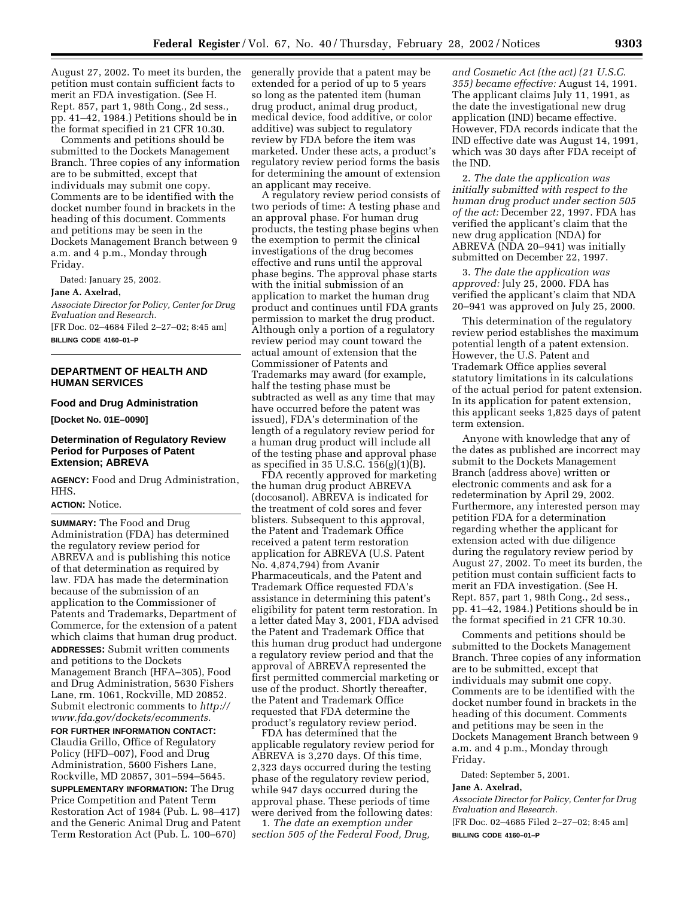August 27, 2002. To meet its burden, the petition must contain sufficient facts to merit an FDA investigation. (See H. Rept. 857, part 1, 98th Cong., 2d sess., pp. 41–42, 1984.) Petitions should be in the format specified in 21 CFR 10.30.

Comments and petitions should be submitted to the Dockets Management Branch. Three copies of any information are to be submitted, except that individuals may submit one copy. Comments are to be identified with the docket number found in brackets in the heading of this document. Comments and petitions may be seen in the Dockets Management Branch between 9 a.m. and 4 p.m., Monday through Friday.

Dated: January 25, 2002.

**Jane A. Axelrad,**

*Associate Director for Policy, Center for Drug Evaluation and Research.*

[FR Doc. 02–4684 Filed 2–27–02; 8:45 am]

**BILLING CODE 4160–01–P**

---

## DEPARTMENT OF HEALTH AND HUMAN SERVICES

### Food and Drug Administration

**[Docket No. 01E–0090]**

### Determination of Regulatory Review Period for Purposes of Patent Extension; ABREVA

**AGENCY:** Food and Drug Administration, HHS.

**ACTION:** Notice.

**SUMMARY:** The Food and Drug Administration (FDA) has determined the regulatory review period for ABREVA and is publishing this notice of that determination as required by law. FDA has made the determination because of the submission of an application to the Commissioner of Patents and Trademarks, Department of Commerce, for the extension of a patent which claims that human drug product.

**ADDRESSES:** Submit written comments and petitions to the Dockets Management Branch (HFA–305), Food and Drug Administration, 5630 Fishers Lane, rm. 1061, Rockville, MD 20852. Submit electronic comments to *http://www.fda.gov/dockets/ecomments.*

**FOR FURTHER INFORMATION CONTACT:** Claudia Grillo, Office of Regulatory Policy (HFD–007), Food and Drug Administration, 5600 Fishers Lane, Rockville, MD 20857, 301–594–5645.

**SUPPLEMENTARY INFORMATION:** The Drug Price Competition and Patent Term Restoration Act of 1984 (Pub. L. 98–417) and the Generic Animal Drug and Patent Term Restoration Act (Pub. L. 100–670) generally provide that a patent may be extended for a period of up to 5 years so long as the patented item (human drug product, animal drug product, medical device, food additive, or color additive) was subject to regulatory review by FDA before the item was marketed. Under these acts, a product's regulatory review period forms the basis for determining the amount of extension an applicant may receive.

A regulatory review period consists of two periods of time: A testing phase and an approval phase. For human drug products, the testing phase begins when the exemption to permit the clinical investigations of the drug becomes effective and runs until the approval phase begins. The approval phase starts with the initial submission of an application to market the human drug product and continues until FDA grants permission to market the drug product. Although only a portion of a regulatory review period may count toward the actual amount of extension that the Commissioner of Patents and Trademarks may award (for example, half the testing phase must be subtracted as well as any time that may have occurred before the patent was issued), FDA's determination of the length of a regulatory review period for a human drug product will include all of the testing phase and approval phase as specified in 35 U.S.C. 156(g)(1)(B).

FDA recently approved for marketing the human drug product ABREVA (docosanol). ABREVA is indicated for the treatment of cold sores and fever blisters. Subsequent to this approval, the Patent and Trademark Office received a patent term restoration application for ABREVA (U.S. Patent No. 4,874,794) from Avanir Pharmaceuticals, and the Patent and Trademark Office requested FDA's assistance in determining this patent's eligibility for patent term restoration. In a letter dated May 3, 2001, FDA advised the Patent and Trademark Office that this human drug product had undergone a regulatory review period and that the approval of ABREVA represented the first permitted commercial marketing or use of the product. Shortly thereafter, the Patent and Trademark Office requested that FDA determine the product's regulatory review period.

FDA has determined that the applicable regulatory review period for ABREVA is 3,270 days. Of this time, 2,323 days occurred during the testing phase of the regulatory review period, while 947 days occurred during the approval phase. These periods of time were derived from the following dates:

1. *The date an exemption under section 505 of the Federal Food, Drug, and Cosmetic Act (the act) (21 U.S.C. 355) became effective:* August 14, 1991. The applicant claims July 11, 1991, as the date the investigational new drug application (IND) became effective. However, FDA records indicate that the IND effective date was August 14, 1991, which was 30 days after FDA receipt of the IND.

2. *The date the application was initially submitted with respect to the human drug product under section 505 of the act:* December 22, 1997. FDA has verified the applicant's claim that the new drug application (NDA) for ABREVA (NDA 20–941) was initially submitted on December 22, 1997.

3. *The date the application was approved:* July 25, 2000. FDA has verified the applicant's claim that NDA 20–941 was approved on July 25, 2000.

This determination of the regulatory review period establishes the maximum potential length of a patent extension. However, the U.S. Patent and Trademark Office applies several statutory limitations in its calculations of the actual period for patent extension. In its application for patent extension, this applicant seeks 1,825 days of patent term extension.

Anyone with knowledge that any of the dates as published are incorrect may submit to the Dockets Management Branch (address above) written or electronic comments and ask for a redetermination by April 29, 2002. Furthermore, any interested person may petition FDA for a determination regarding whether the applicant for extension acted with due diligence during the regulatory review period by August 27, 2002. To meet its burden, the petition must contain sufficient facts to merit an FDA investigation. (See H. Rept. 857, part 1, 98th Cong., 2d sess., pp. 41–42, 1984.) Petitions should be in the format specified in 21 CFR 10.30.

Comments and petitions should be submitted to the Dockets Management Branch. Three copies of any information are to be submitted, except that individuals may submit one copy. Comments are to be identified with the docket number found in brackets in the heading of this document. Comments and petitions may be seen in the Dockets Management Branch between 9 a.m. and 4 p.m., Monday through Friday.

Dated: September 5, 2001.

**Jane A. Axelrad,**

*Associate Director for Policy, Center for Drug Evaluation and Research.*

[FR Doc. 02–4685 Filed 2–27–02; 8:45 am]

**BILLING CODE 4160–01–P**